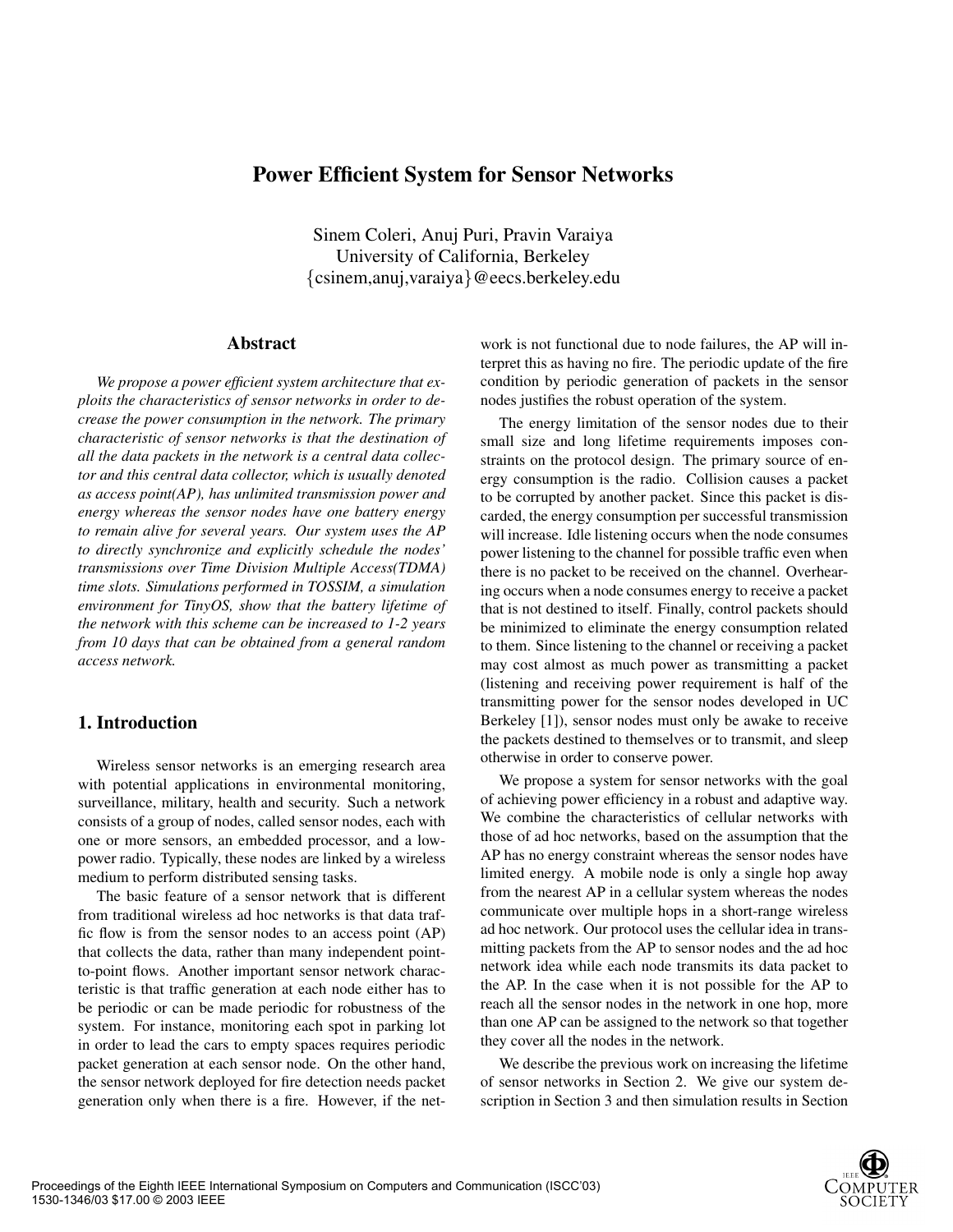# Power Efficient System for Sensor Networks

Sinem Coleri, Anuj Puri, Pravin Varaiya
University of California, Berkeley
{csinem,anuj,varaiya}@eecs.berkeley.edu

## Abstract

*We propose a power efficient system architecture that exploits the characteristics of sensor networks in order to decrease the power consumption in the network. The primary characteristic of sensor networks is that the destination of all the data packets in the network is a central data collector and this central data collector, which is usually denoted as access point(AP), has unlimited transmission power and energy whereas the sensor nodes have one battery energy to remain alive for several years. Our system uses the AP to directly synchronize and explicitly schedule the nodes' transmissions over Time Division Multiple Access(TDMA) time slots. Simulations performed in TOSSIM, a simulation environment for TinyOS, show that the battery lifetime of the network with this scheme can be increased to 1-2 years from 10 days that can be obtained from a general random access network.*

## 1. Introduction

Wireless sensor networks is an emerging research area with potential applications in environmental monitoring, surveillance, military, health and security. Such a network consists of a group of nodes, called sensor nodes, each with one or more sensors, an embedded processor, and a low-power radio. Typically, these nodes are linked by a wireless medium to perform distributed sensing tasks.

The basic feature of a sensor network that is different from traditional wireless ad hoc networks is that data traffic flow is from the sensor nodes to an access point (AP) that collects the data, rather than many independent point-to-point flows. Another important sensor network characteristic is that traffic generation at each node either has to be periodic or can be made periodic for robustness of the system. For instance, monitoring each spot in parking lot in order to lead the cars to empty spaces requires periodic packet generation at each sensor node. On the other hand, the sensor network deployed for fire detection needs packet generation only when there is a fire. However, if the network is not functional due to node failures, the AP will interpret this as having no fire. The periodic update of the fire condition by periodic generation of packets in the sensor nodes justifies the robust operation of the system.

The energy limitation of the sensor nodes due to their small size and long lifetime requirements imposes constraints on the protocol design. The primary source of energy consumption is the radio. Collision causes a packet to be corrupted by another packet. Since this packet is discarded, the energy consumption per successful transmission will increase. Idle listening occurs when the node consumes power listening to the channel for possible traffic even when there is no packet to be received on the channel. Overhearing occurs when a node consumes energy to receive a packet that is not destined to itself. Finally, control packets should be minimized to eliminate the energy consumption related to them. Since listening to the channel or receiving a packet may cost almost as much power as transmitting a packet (listening and receiving power requirement is half of the transmitting power for the sensor nodes developed in UC Berkeley [1]), sensor nodes must only be awake to receive the packets destined to themselves or to transmit, and sleep otherwise in order to conserve power.

We propose a system for sensor networks with the goal of achieving power efficiency in a robust and adaptive way. We combine the characteristics of cellular networks with those of ad hoc networks, based on the assumption that the AP has no energy constraint whereas the sensor nodes have limited energy. A mobile node is only a single hop away from the nearest AP in a cellular system whereas the nodes communicate over multiple hops in a short-range wireless ad hoc network. Our protocol uses the cellular idea in transmitting packets from the AP to sensor nodes and the ad hoc network idea while each node transmits its data packet to the AP. In the case when it is not possible for the AP to reach all the sensor nodes in the network in one hop, more than one AP can be assigned to the network so that together they cover all the nodes in the network.

We describe the previous work on increasing the lifetime of sensor networks in Section 2. We give our system description in Section 3 and then simulation results in Section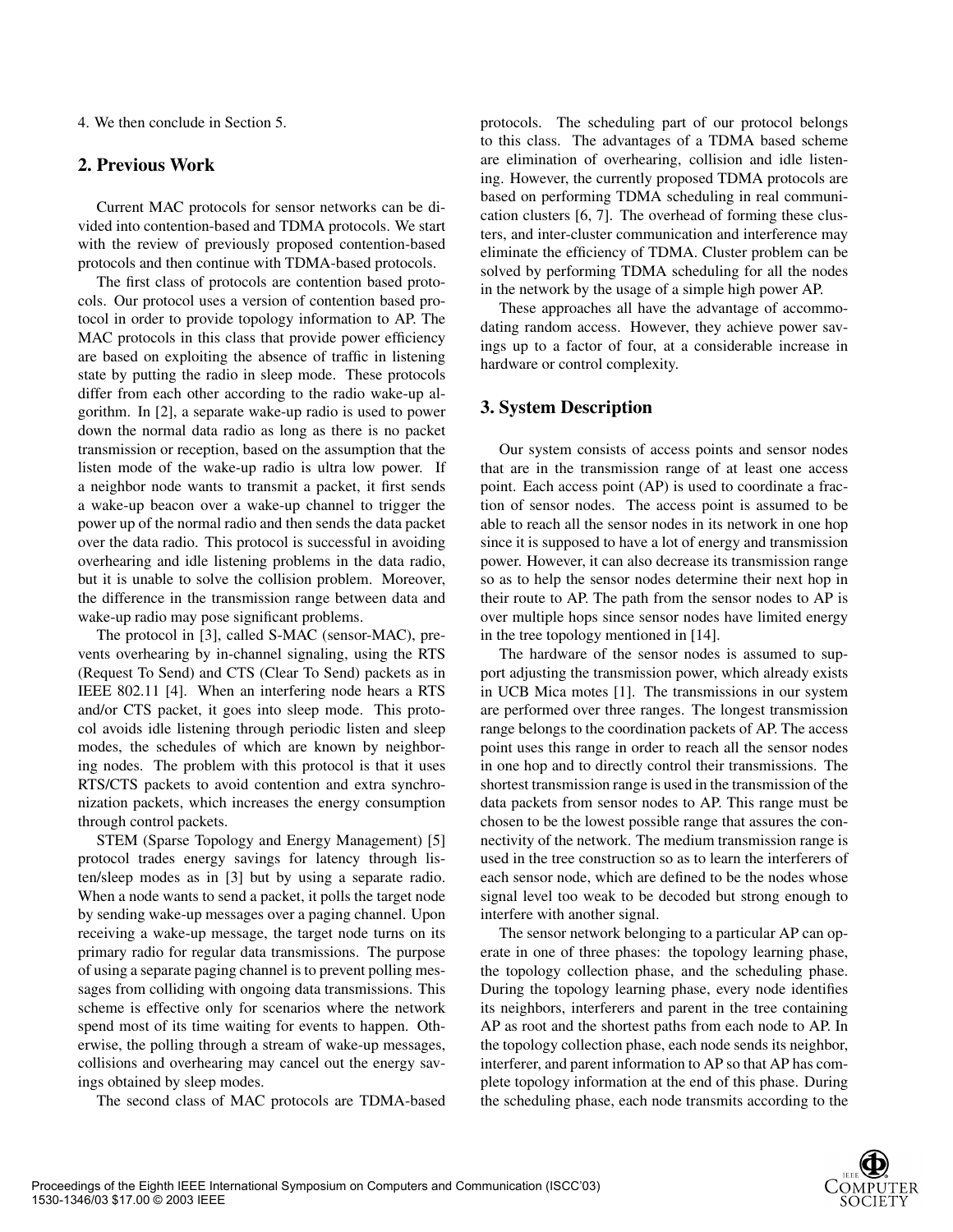4. We then conclude in Section 5.

## 2. Previous Work

Current MAC protocols for sensor networks can be divided into contention-based and TDMA protocols. We start with the review of previously proposed contention-based protocols and then continue with TDMA-based protocols.

The first class of protocols are contention based protocols. Our protocol uses a version of contention based protocol in order to provide topology information to AP. The MAC protocols in this class that provide power efficiency are based on exploiting the absence of traffic in listening state by putting the radio in sleep mode. These protocols differ from each other according to the radio wake-up algorithm. In [2], a separate wake-up radio is used to power down the normal data radio as long as there is no packet transmission or reception, based on the assumption that the listen mode of the wake-up radio is ultra low power. If a neighbor node wants to transmit a packet, it first sends a wake-up beacon over a wake-up channel to trigger the power up of the normal radio and then sends the data packet over the data radio. This protocol is successful in avoiding overhearing and idle listening problems in the data radio, but it is unable to solve the collision problem. Moreover, the difference in the transmission range between data and wake-up radio may pose significant problems.

The protocol in [3], called S-MAC (sensor-MAC), prevents overhearing by in-channel signaling, using the RTS (Request To Send) and CTS (Clear To Send) packets as in IEEE 802.11 [4]. When an interfering node hears a RTS and/or CTS packet, it goes into sleep mode. This protocol avoids idle listening through periodic listen and sleep modes, the schedules of which are known by neighboring nodes. The problem with this protocol is that it uses RTS/CTS packets to avoid contention and extra synchronization packets, which increases the energy consumption through control packets.

STEM (Sparse Topology and Energy Management) [5] protocol trades energy savings for latency through listen/sleep modes as in [3] but by using a separate radio. When a node wants to send a packet, it polls the target node by sending wake-up messages over a paging channel. Upon receiving a wake-up message, the target node turns on its primary radio for regular data transmissions. The purpose of using a separate paging channel is to prevent polling messages from colliding with ongoing data transmissions. This scheme is effective only for scenarios where the network spend most of its time waiting for events to happen. Otherwise, the polling through a stream of wake-up messages, collisions and overhearing may cancel out the energy savings obtained by sleep modes.

The second class of MAC protocols are TDMA-based protocols. The scheduling part of our protocol belongs to this class. The advantages of a TDMA based scheme are elimination of overhearing, collision and idle listening. However, the currently proposed TDMA protocols are based on performing TDMA scheduling in real communication clusters [6, 7]. The overhead of forming these clusters, and inter-cluster communication and interference may eliminate the efficiency of TDMA. Cluster problem can be solved by performing TDMA scheduling for all the nodes in the network by the usage of a simple high power AP.

These approaches all have the advantage of accommodating random access. However, they achieve power savings up to a factor of four, at a considerable increase in hardware or control complexity.

## 3. System Description

Our system consists of access points and sensor nodes that are in the transmission range of at least one access point. Each access point (AP) is used to coordinate a fraction of sensor nodes. The access point is assumed to be able to reach all the sensor nodes in its network in one hop since it is supposed to have a lot of energy and transmission power. However, it can also decrease its transmission range so as to help the sensor nodes determine their next hop in their route to AP. The path from the sensor nodes to AP is over multiple hops since sensor nodes have limited energy in the tree topology mentioned in [14].

The hardware of the sensor nodes is assumed to support adjusting the transmission power, which already exists in UCB Mica motes [1]. The transmissions in our system are performed over three ranges. The longest transmission range belongs to the coordination packets of AP. The access point uses this range in order to reach all the sensor nodes in one hop and to directly control their transmissions. The shortest transmission range is used in the transmission of the data packets from sensor nodes to AP. This range must be chosen to be the lowest possible range that assures the connectivity of the network. The medium transmission range is used in the tree construction so as to learn the interferers of each sensor node, which are defined to be the nodes whose signal level too weak to be decoded but strong enough to interfere with another signal.

The sensor network belonging to a particular AP can operate in one of three phases: the topology learning phase, the topology collection phase, and the scheduling phase. During the topology learning phase, every node identifies its neighbors, interferers and parent in the tree containing AP as root and the shortest paths from each node to AP. In the topology collection phase, each node sends its neighbor, interferer, and parent information to AP so that AP has complete topology information at the end of this phase. During the scheduling phase, each node transmits according to the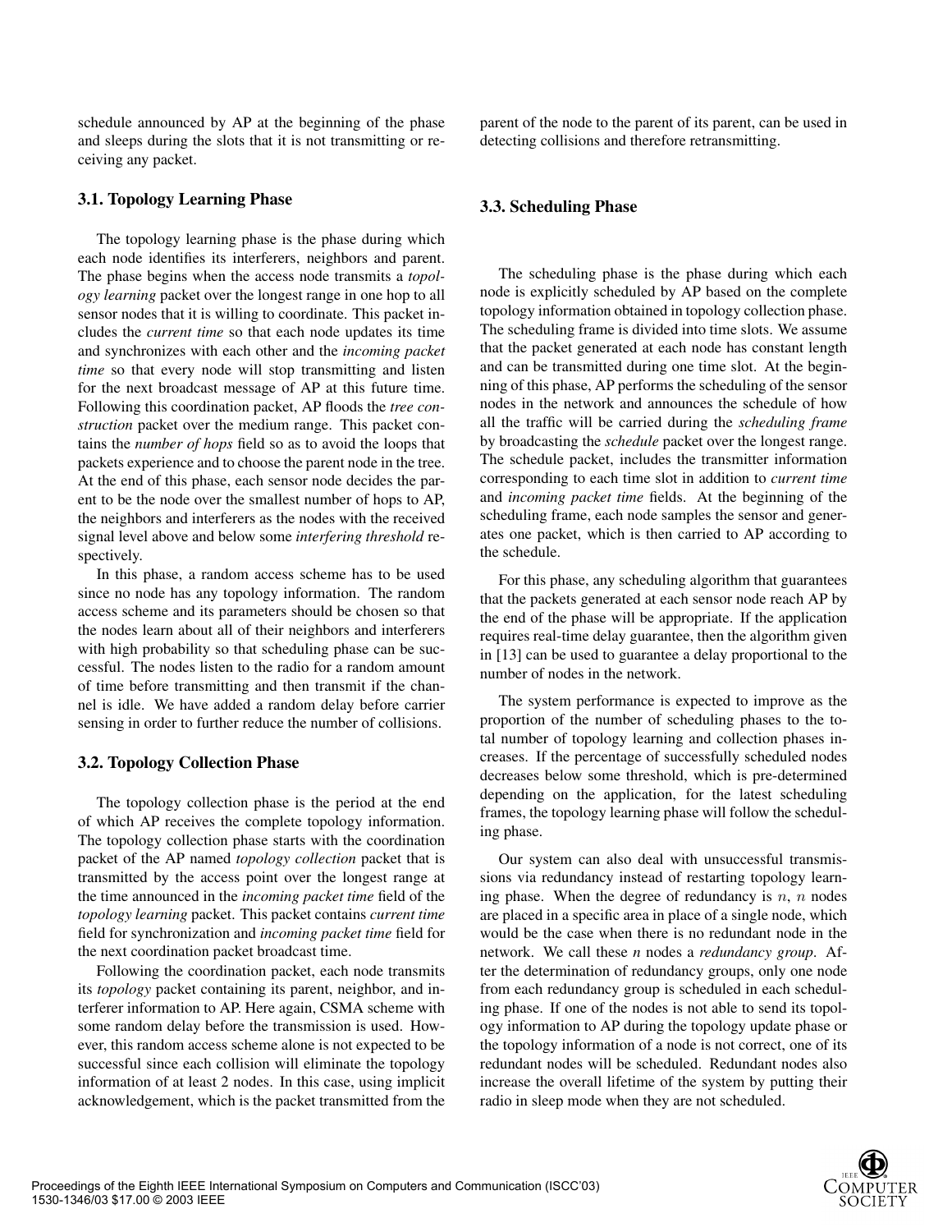schedule announced by AP at the beginning of the phase and sleeps during the slots that it is not transmitting or receiving any packet.

### 3.1. Topology Learning Phase

The topology learning phase is the phase during which each node identifies its interferers, neighbors and parent. The phase begins when the access node transmits a *topology learning* packet over the longest range in one hop to all sensor nodes that it is willing to coordinate. This packet includes the *current time* so that each node updates its time and synchronizes with each other and the *incoming packet time* so that every node will stop transmitting and listen for the next broadcast message of AP at this future time. Following this coordination packet, AP floods the *tree construction* packet over the medium range. This packet contains the *number of hops* field so as to avoid the loops that packets experience and to choose the parent node in the tree. At the end of this phase, each sensor node decides the parent to be the node over the smallest number of hops to AP, the neighbors and interferers as the nodes with the received signal level above and below some *interfering threshold* respectively.

In this phase, a random access scheme has to be used since no node has any topology information. The random access scheme and its parameters should be chosen so that the nodes learn about all of their neighbors and interferers with high probability so that scheduling phase can be successful. The nodes listen to the radio for a random amount of time before transmitting and then transmit if the channel is idle. We have added a random delay before carrier sensing in order to further reduce the number of collisions.

### 3.2. Topology Collection Phase

The topology collection phase is the period at the end of which AP receives the complete topology information. The topology collection phase starts with the coordination packet of the AP named *topology collection* packet that is transmitted by the access point over the longest range at the time announced in the *incoming packet time* field of the *topology learning* packet. This packet contains *current time* field for synchronization and *incoming packet time* field for the next coordination packet broadcast time.

Following the coordination packet, each node transmits its *topology* packet containing its parent, neighbor, and interferer information to AP. Here again, CSMA scheme with some random delay before the transmission is used. However, this random access scheme alone is not expected to be successful since each collision will eliminate the topology information of at least 2 nodes. In this case, using implicit acknowledgement, which is the packet transmitted from the parent of the node to the parent of its parent, can be used in detecting collisions and therefore retransmitting.

### 3.3. Scheduling Phase

The scheduling phase is the phase during which each node is explicitly scheduled by AP based on the complete topology information obtained in topology collection phase. The scheduling frame is divided into time slots. We assume that the packet generated at each node has constant length and can be transmitted during one time slot. At the beginning of this phase, AP performs the scheduling of the sensor nodes in the network and announces the schedule of how all the traffic will be carried during the *scheduling frame* by broadcasting the *schedule* packet over the longest range. The schedule packet, includes the transmitter information corresponding to each time slot in addition to *current time* and *incoming packet time* fields. At the beginning of the scheduling frame, each node samples the sensor and generates one packet, which is then carried to AP according to the schedule.

For this phase, any scheduling algorithm that guarantees that the packets generated at each sensor node reach AP by the end of the phase will be appropriate. If the application requires real-time delay guarantee, then the algorithm given in [13] can be used to guarantee a delay proportional to the number of nodes in the network.

The system performance is expected to improve as the proportion of the number of scheduling phases to the total number of topology learning and collection phases increases. If the percentage of successfully scheduled nodes decreases below some threshold, which is pre-determined depending on the application, for the latest scheduling frames, the topology learning phase will follow the scheduling phase.

Our system can also deal with unsuccessful transmissions via redundancy instead of restarting topology learning phase. When the degree of redundancy is $n$, $n$ nodes are placed in a specific area in place of a single node, which would be the case when there is no redundant node in the network. We call these *n* nodes a *redundancy group*. After the determination of redundancy groups, only one node from each redundancy group is scheduled in each scheduling phase. If one of the nodes is not able to send its topology information to AP during the topology update phase or the topology information of a node is not correct, one of its redundant nodes will be scheduled. Redundant nodes also increase the overall lifetime of the system by putting their radio in sleep mode when they are not scheduled.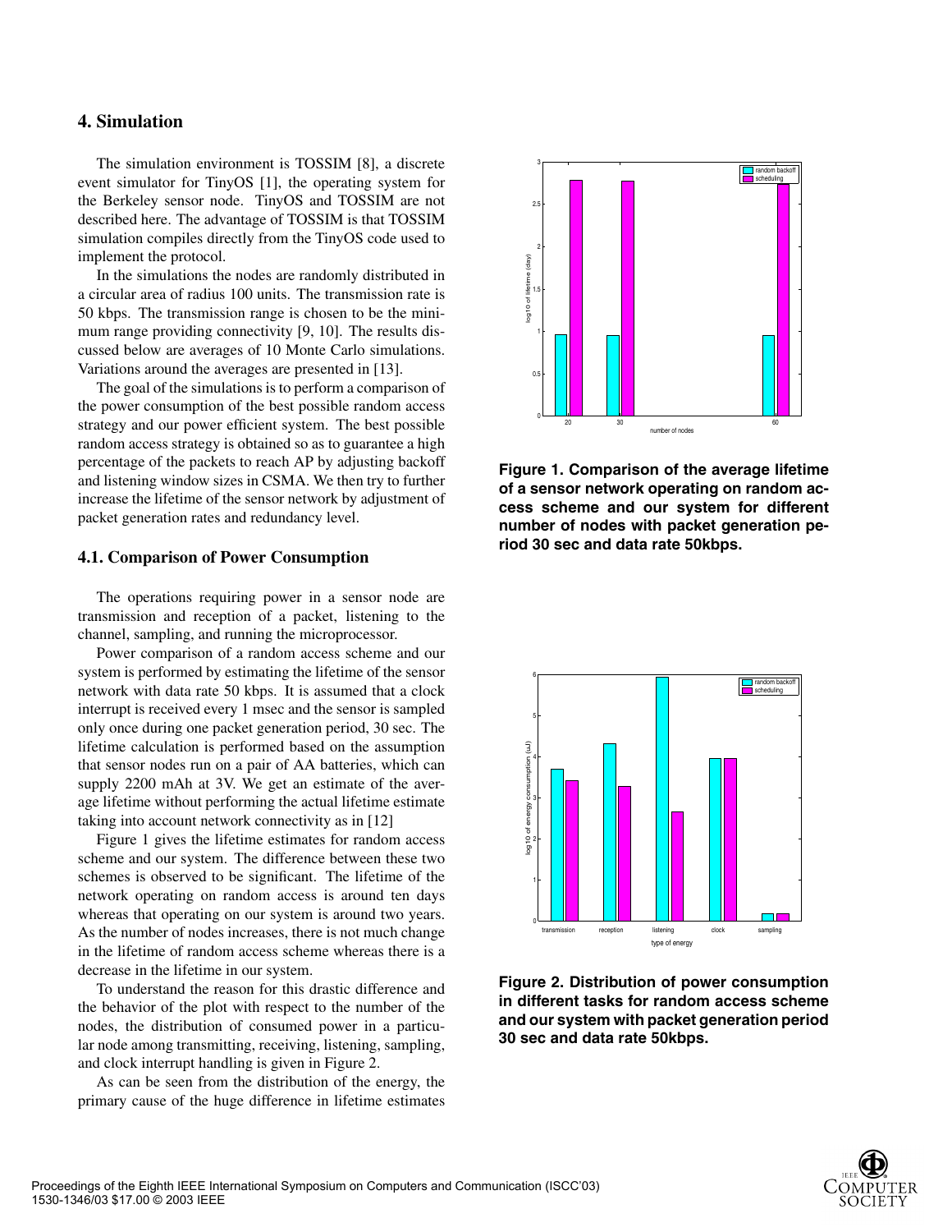## 4. Simulation

The simulation environment is TOSSIM [8], a discrete event simulator for TinyOS [1], the operating system for the Berkeley sensor node. TinyOS and TOSSIM are not described here. The advantage of TOSSIM is that TOSSIM simulation compiles directly from the TinyOS code used to implement the protocol.

In the simulations the nodes are randomly distributed in a circular area of radius 100 units. The transmission rate is 50 kbps. The transmission range is chosen to be the minimum range providing connectivity [9, 10]. The results discussed below are averages of 10 Monte Carlo simulations. Variations around the averages are presented in [13].

The goal of the simulations is to perform a comparison of the power consumption of the best possible random access strategy and our power efficient system. The best possible random access strategy is obtained so as to guarantee a high percentage of the packets to reach AP by adjusting backoff and listening window sizes in CSMA. We then try to further increase the lifetime of the sensor network by adjustment of packet generation rates and redundancy level.

### 4.1. Comparison of Power Consumption

The operations requiring power in a sensor node are transmission and reception of a packet, listening to the channel, sampling, and running the microprocessor.

Power comparison of a random access scheme and our system is performed by estimating the lifetime of the sensor network with data rate 50 kbps. It is assumed that a clock interrupt is received every 1 msec and the sensor is sampled only once during one packet generation period, 30 sec. The lifetime calculation is performed based on the assumption that sensor nodes run on a pair of AA batteries, which can supply 2200 mAh at 3V. We get an estimate of the average lifetime without performing the actual lifetime estimate taking into account network connectivity as in [12]

Figure 1 gives the lifetime estimates for random access scheme and our system. The difference between these two schemes is observed to be significant. The lifetime of the network operating on random access is around ten days whereas that operating on our system is around two years. As the number of nodes increases, there is not much change in the lifetime of random access scheme whereas there is a decrease in the lifetime in our system.

To understand the reason for this drastic difference and the behavior of the plot with respect to the number of the nodes, the distribution of consumed power in a particular node among transmitting, receiving, listening, sampling, and clock interrupt handling is given in Figure 2.

As can be seen from the distribution of the energy, the primary cause of the huge difference in lifetime estimates

**Figure 1. Comparison of the average lifetime of a sensor network operating on random access scheme and our system for different number of nodes with packet generation period 30 sec and data rate 50kbps.**

**Figure 2. Distribution of power consumption in different tasks for random access scheme and our system with packet generation period 30 sec and data rate 50kbps.**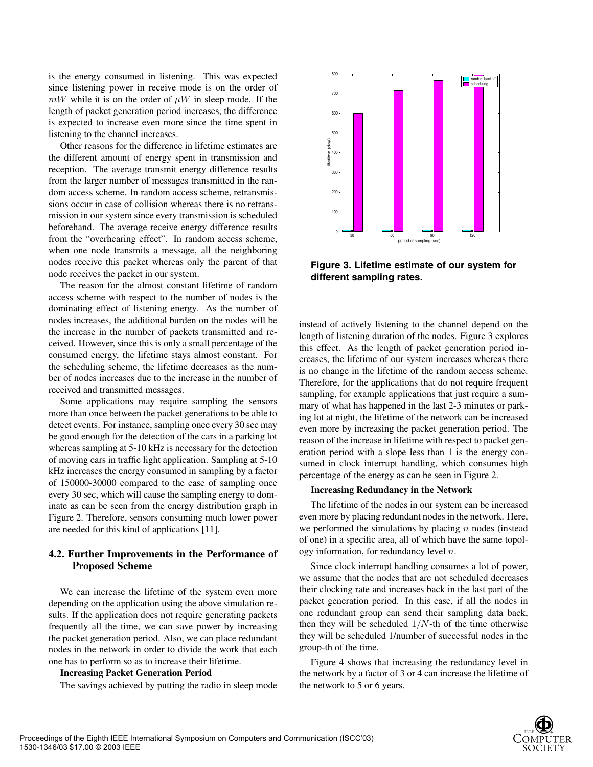is the energy consumed in listening. This was expected since listening power in receive mode is on the order of $mW$ while it is on the order of $\mu W$ in sleep mode. If the length of packet generation period increases, the difference is expected to increase even more since the time spent in listening to the channel increases.

Other reasons for the difference in lifetime estimates are the different amount of energy spent in transmission and reception. The average transmit energy difference results from the larger number of messages transmitted in the random access scheme. In random access scheme, retransmissions occur in case of collision whereas there is no retransmission in our system since every transmission is scheduled beforehand. The average receive energy difference results from the "overhearing effect". In random access scheme, when one node transmits a message, all the neighboring nodes receive this packet whereas only the parent of that node receives the packet in our system.

The reason for the almost constant lifetime of random access scheme with respect to the number of nodes is the dominating effect of listening energy. As the number of nodes increases, the additional burden on the nodes will be the increase in the number of packets transmitted and received. However, since this is only a small percentage of the consumed energy, the lifetime stays almost constant. For the scheduling scheme, the lifetime decreases as the number of nodes increases due to the increase in the number of received and transmitted messages.

Some applications may require sampling the sensors more than once between the packet generations to be able to detect events. For instance, sampling once every 30 sec may be good enough for the detection of the cars in a parking lot whereas sampling at 5-10 kHz is necessary for the detection of moving cars in traffic light application. Sampling at 5-10 kHz increases the energy consumed in sampling by a factor of 150000-30000 compared to the case of sampling once every 30 sec, which will cause the sampling energy to dominate as can be seen from the energy distribution graph in Figure 2. Therefore, sensors consuming much lower power are needed for this kind of applications [11].

## 4.2. Further Improvements in the Performance of Proposed Scheme

We can increase the lifetime of the system even more depending on the application using the above simulation results. If the application does not require generating packets frequently all the time, we can save power by increasing the packet generation period. Also, we can place redundant nodes in the network in order to divide the work that each one has to perform so as to increase their lifetime.

**Increasing Packet Generation Period**

The savings achieved by putting the radio in sleep mode instead of actively listening to the channel depend on the length of listening duration of the nodes. Figure 3 explores this effect. As the length of packet generation period increases, the lifetime of our system increases whereas there is no change in the lifetime of the random access scheme. Therefore, for the applications that do not require frequent sampling, for example applications that just require a summary of what has happened in the last 2-3 minutes or parking lot at night, the lifetime of the network can be increased even more by increasing the packet generation period. The reason of the increase in lifetime with respect to packet generation period with a slope less than 1 is the energy consumed in clock interrupt handling, which consumes high percentage of the energy as can be seen in Figure 2.

**Figure 3. Lifetime estimate of our system for different sampling rates.**

**Increasing Redundancy in the Network**

The lifetime of the nodes in our system can be increased even more by placing redundant nodes in the network. Here, we performed the simulations by placing $n$ nodes (instead of one) in a specific area, all of which have the same topology information, for redundancy level $n$.

Since clock interrupt handling consumes a lot of power, we assume that the nodes that are not scheduled decreases their clocking rate and increases back in the last part of the packet generation period. In this case, if all the nodes in one redundant group can send their sampling data back, then they will be scheduled $1/N$-th of the time otherwise they will be scheduled 1/number of successful nodes in the group-th of the time.

Figure 4 shows that increasing the redundancy level in the network by a factor of 3 or 4 can increase the lifetime of the network to 5 or 6 years.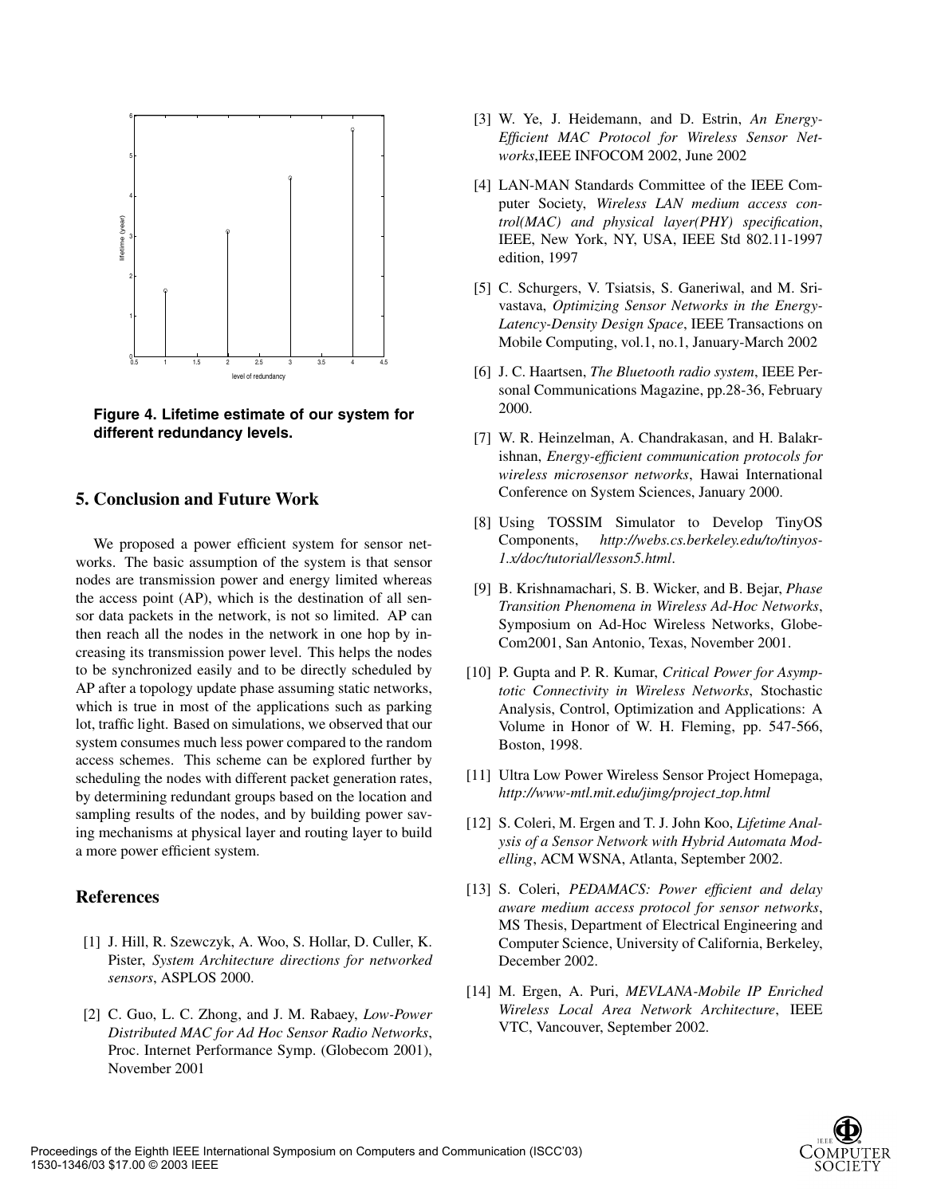6
5
4
3
2
1
0
0.5 1 1.5 2 2.5 3 3.5 4 4.5
lifetime (year)
level of redundancy

**Figure 4. Lifetime estimate of our system for different redundancy levels.**

## 5. Conclusion and Future Work

We proposed a power efficient system for sensor networks. The basic assumption of the system is that sensor nodes are transmission power and energy limited whereas the access point (AP), which is the destination of all sensor data packets in the network, is not so limited. AP can then reach all the nodes in the network in one hop by increasing its transmission power level. This helps the nodes to be synchronized easily and to be directly scheduled by AP after a topology update phase assuming static networks, which is true in most of the applications such as parking lot, traffic light. Based on simulations, we observed that our system consumes much less power compared to the random access schemes. This scheme can be explored further by scheduling the nodes with different packet generation rates, by determining redundant groups based on the location and sampling results of the nodes, and by building power saving mechanisms at physical layer and routing layer to build a more power efficient system.

## References

[1] J. Hill, R. Szewczyk, A. Woo, S. Hollar, D. Culler, K. Pister, *System Architecture directions for networked sensors*, ASPLOS 2000.

[2] C. Guo, L. C. Zhong, and J. M. Rabaey, *Low-Power Distributed MAC for Ad Hoc Sensor Radio Networks*, Proc. Internet Performance Symp. (Globecom 2001), November 2001

[3] W. Ye, J. Heidemann, and D. Estrin, *An Energy-Efficient MAC Protocol for Wireless Sensor Networks*,IEEE INFOCOM 2002, June 2002

[4] LAN-MAN Standards Committee of the IEEE Computer Society, *Wireless LAN medium access control(MAC) and physical layer(PHY) specification*, IEEE, New York, NY, USA, IEEE Std 802.11-1997 edition, 1997

[5] C. Schurgers, V. Tsiatsis, S. Ganeriwal, and M. Srivastava, *Optimizing Sensor Networks in the Energy-Latency-Density Design Space*, IEEE Transactions on Mobile Computing, vol.1, no.1, January-March 2002

[6] J. C. Haartsen, *The Bluetooth radio system*, IEEE Personal Communications Magazine, pp.28-36, February 2000.

[7] W. R. Heinzelman, A. Chandrakasan, and H. Balakrishnan, *Energy-efficient communication protocols for wireless microsensor networks*, Hawai International Conference on System Sciences, January 2000.

[8] Using TOSSIM Simulator to Develop TinyOS Components, *http://webs.cs.berkeley.edu/to/tinyos-1.x/doc/tutorial/lesson5.html*.

[9] B. Krishnamachari, S. B. Wicker, and B. Bejar, *Phase Transition Phenomena in Wireless Ad-Hoc Networks*, Symposium on Ad-Hoc Wireless Networks, GlobeCom2001, San Antonio, Texas, November 2001.

[10] P. Gupta and P. R. Kumar, *Critical Power for Asymptotic Connectivity in Wireless Networks*, Stochastic Analysis, Control, Optimization and Applications: A Volume in Honor of W. H. Fleming, pp. 547-566, Boston, 1998.

[11] Ultra Low Power Wireless Sensor Project Homepaga, *http://www-mtl.mit.edu/jimg/project_top.html*

[12] S. Coleri, M. Ergen and T. J. John Koo, *Lifetime Analysis of a Sensor Network with Hybrid Automata Modelling*, ACM WSNA, Atlanta, September 2002.

[13] S. Coleri, *PEDAMACS: Power efficient and delay aware medium access protocol for sensor networks*, MS Thesis, Department of Electrical Engineering and Computer Science, University of California, Berkeley, December 2002.

[14] M. Ergen, A. Puri, *MEVLANA-Mobile IP Enriched Wireless Local Area Network Architecture*, IEEE VTC, Vancouver, September 2002.